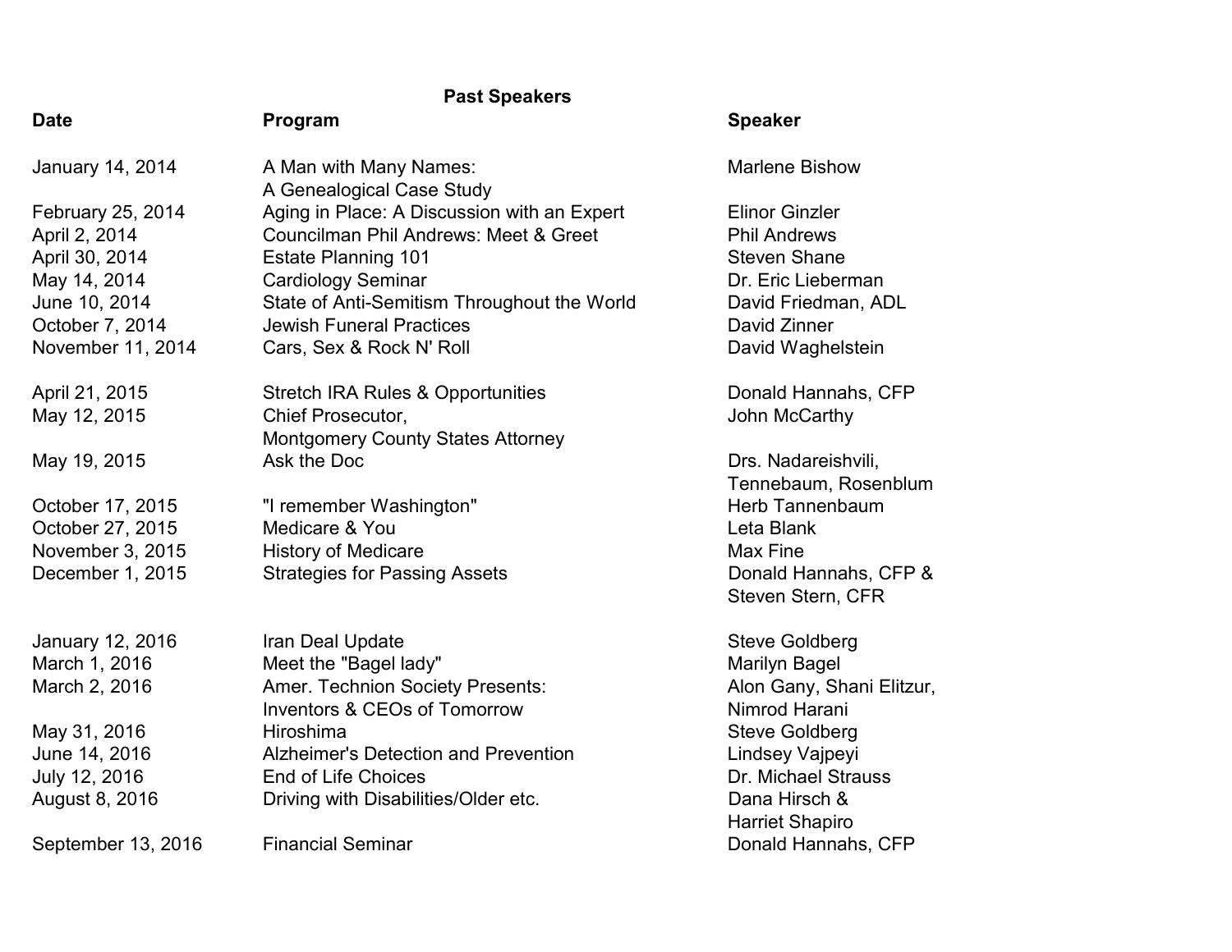# Past Speakers

| Date | Program | Speaker |
| --- | --- | --- |
| January 14, 2014 | A Man with Many Names: A Genealogical Case Study | Marlene Bishow |
| February 25, 2014 | Aging in Place: A Discussion with an Expert | Elinor Ginzler |
| April 2, 2014 | Councilman Phil Andrews: Meet & Greet | Phil Andrews |
| April 30, 2014 | Estate Planning 101 | Steven Shane |
| May 14, 2014 | Cardiology Seminar | Dr. Eric Lieberman |
| June 10, 2014 | State of Anti-Semitism Throughout the World | David Friedman, ADL |
| October 7, 2014 | Jewish Funeral Practices | David Zinner |
| November 11, 2014 | Cars, Sex & Rock N' Roll | David Waghelstein |
| April 21, 2015 | Stretch IRA Rules & Opportunities | Donald Hannahs, CFP |
| May 12, 2015 | Chief Prosecutor, Montgomery County States Attorney | John McCarthy |
| May 19, 2015 | Ask the Doc | Drs. Nadareishvili, Tennebaum, Rosenblum |
| October 17, 2015 | "I remember Washington" | Herb Tannenbaum |
| October 27, 2015 | Medicare & You | Leta Blank |
| November 3, 2015 | History of Medicare | Max Fine |
| December 1, 2015 | Strategies for Passing Assets | Donald Hannahs, CFP & Steven Stern, CFR |
| January 12, 2016 | Iran Deal Update | Steve Goldberg |
| March 1, 2016 | Meet the "Bagel lady" | Marilyn Bagel |
| March 2, 2016 | Amer. Technion Society Presents: Inventors & CEOs of Tomorrow | Alon Gany, Shani Elitzur, Nimrod Harani |
| May 31, 2016 | Hiroshima | Steve Goldberg |
| June 14, 2016 | Alzheimer's Detection and Prevention | Lindsey Vajpeyi |
| July 12, 2016 | End of Life Choices | Dr. Michael Strauss |
| August 8, 2016 | Driving with Disabilities/Older etc. | Dana Hirsch & Harriet Shapiro |
| September 13, 2016 | Financial Seminar | Donald Hannahs, CFP |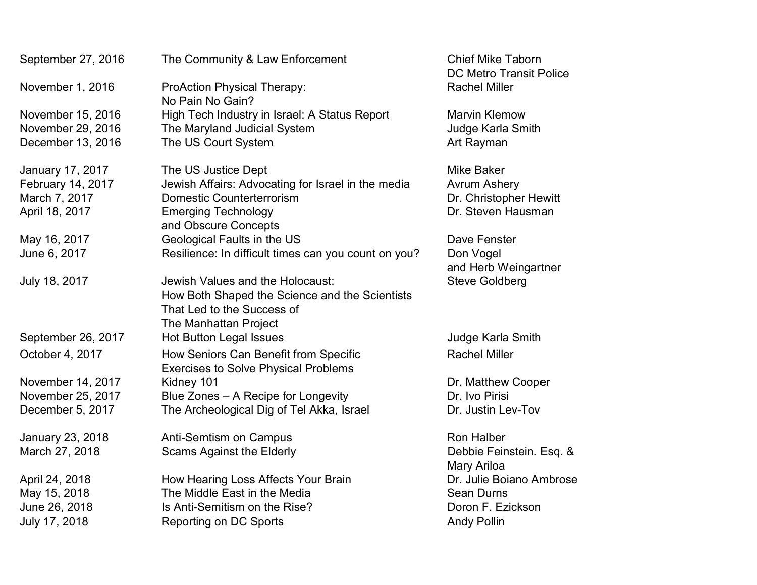| | | |
|---|---|---|
| September 27, 2016 | The Community & Law Enforcement | Chief Mike Taborn<br>DC Metro Transit Police |
| November 1, 2016 | ProAction Physical Therapy:<br>No Pain No Gain? | Rachel Miller |
| November 15, 2016 | High Tech Industry in Israel: A Status Report | Marvin Klemow |
| November 29, 2016 | The Maryland Judicial System | Judge Karla Smith |
| December 13, 2016 | The US Court System | Art Rayman |
| January 17, 2017 | The US Justice Dept | Mike Baker |
| February 14, 2017 | Jewish Affairs: Advocating for Israel in the media | Avrum Ashery |
| March 7, 2017 | Domestic Counterterrorism | Dr. Christopher Hewitt |
| April 18, 2017 | Emerging Technology<br>and Obscure Concepts | Dr. Steven Hausman |
| May 16, 2017 | Geological Faults in the US | Dave Fenster |
| June 6, 2017 | Resilience: In difficult times can you count on you? | Don Vogel<br>and Herb Weingartner |
| July 18, 2017 | Jewish Values and the Holocaust:<br>How Both Shaped the Science and the Scientists<br>That Led to the Success of<br>The Manhattan Project | Steve Goldberg |
| September 26, 2017 | Hot Button Legal Issues | Judge Karla Smith |
| October 4, 2017 | How Seniors Can Benefit from Specific<br>Exercises to Solve Physical Problems | Rachel Miller |
| November 14, 2017 | Kidney 101 | Dr. Matthew Cooper |
| November 25, 2017 | Blue Zones – A Recipe for Longevity | Dr. Ivo Pirisi |
| December 5, 2017 | The Archeological Dig of Tel Akka, Israel | Dr. Justin Lev-Tov |
| January 23, 2018 | Anti-Semtism on Campus | Ron Halber |
| March 27, 2018 | Scams Against the Elderly | Debbie Feinstein. Esq. &<br>Mary Ariloa |
| April 24, 2018 | How Hearing Loss Affects Your Brain | Dr. Julie Boiano Ambrose |
| May 15, 2018 | The Middle East in the Media | Sean Durns |
| June 26, 2018 | Is Anti-Semitism on the Rise? | Doron F. Ezickson |
| July 17, 2018 | Reporting on DC Sports | Andy Pollin |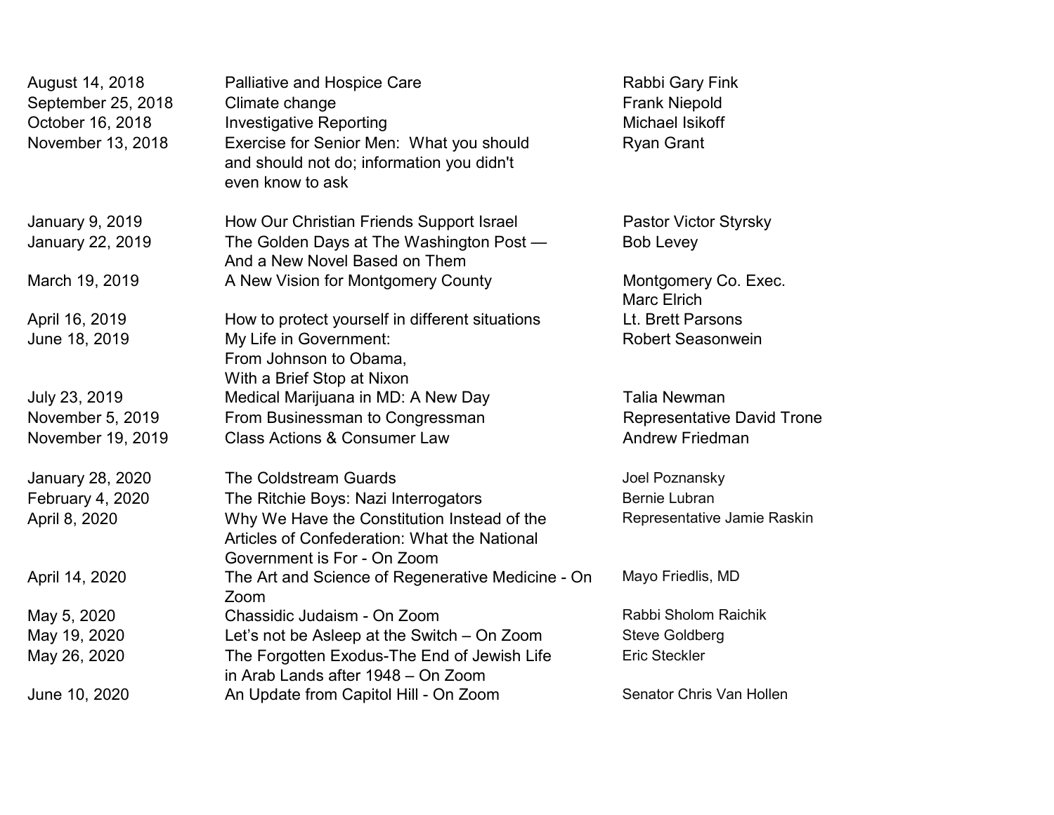| | | |
|---|---|---|
| August 14, 2018 | Palliative and Hospice Care | Rabbi Gary Fink |
| September 25, 2018 | Climate change | Frank Niepold |
| October 16, 2018 | Investigative Reporting | Michael Isikoff |
| November 13, 2018 | Exercise for Senior Men: What you should and should not do; information you didn't even know to ask | Ryan Grant |
| January 9, 2019 | How Our Christian Friends Support Israel | Pastor Victor Styrsky |
| January 22, 2019 | The Golden Days at The Washington Post — And a New Novel Based on Them | Bob Levey |
| March 19, 2019 | A New Vision for Montgomery County | Montgomery Co. Exec. Marc Elrich |
| April 16, 2019 | How to protect yourself in different situations | Lt. Brett Parsons |
| June 18, 2019 | My Life in Government: From Johnson to Obama, With a Brief Stop at Nixon | Robert Seasonwein |
| July 23, 2019 | Medical Marijuana in MD: A New Day | Talia Newman |
| November 5, 2019 | From Businessman to Congressman | Representative David Trone |
| November 19, 2019 | Class Actions & Consumer Law | Andrew Friedman |
| January 28, 2020 | The Coldstream Guards | Joel Poznansky |
| February 4, 2020 | The Ritchie Boys: Nazi Interrogators | Bernie Lubran |
| April 8, 2020 | Why We Have the Constitution Instead of the Articles of Confederation: What the National Government is For - On Zoom | Representative Jamie Raskin |
| April 14, 2020 | The Art and Science of Regenerative Medicine - On Zoom | Mayo Friedlis, MD |
| May 5, 2020 | Chassidic Judaism - On Zoom | Rabbi Sholom Raichik |
| May 19, 2020 | Let's not be Asleep at the Switch – On Zoom | Steve Goldberg |
| May 26, 2020 | The Forgotten Exodus-The End of Jewish Life in Arab Lands after 1948 – On Zoom | Eric Steckler |
| June 10, 2020 | An Update from Capitol Hill - On Zoom | Senator Chris Van Hollen |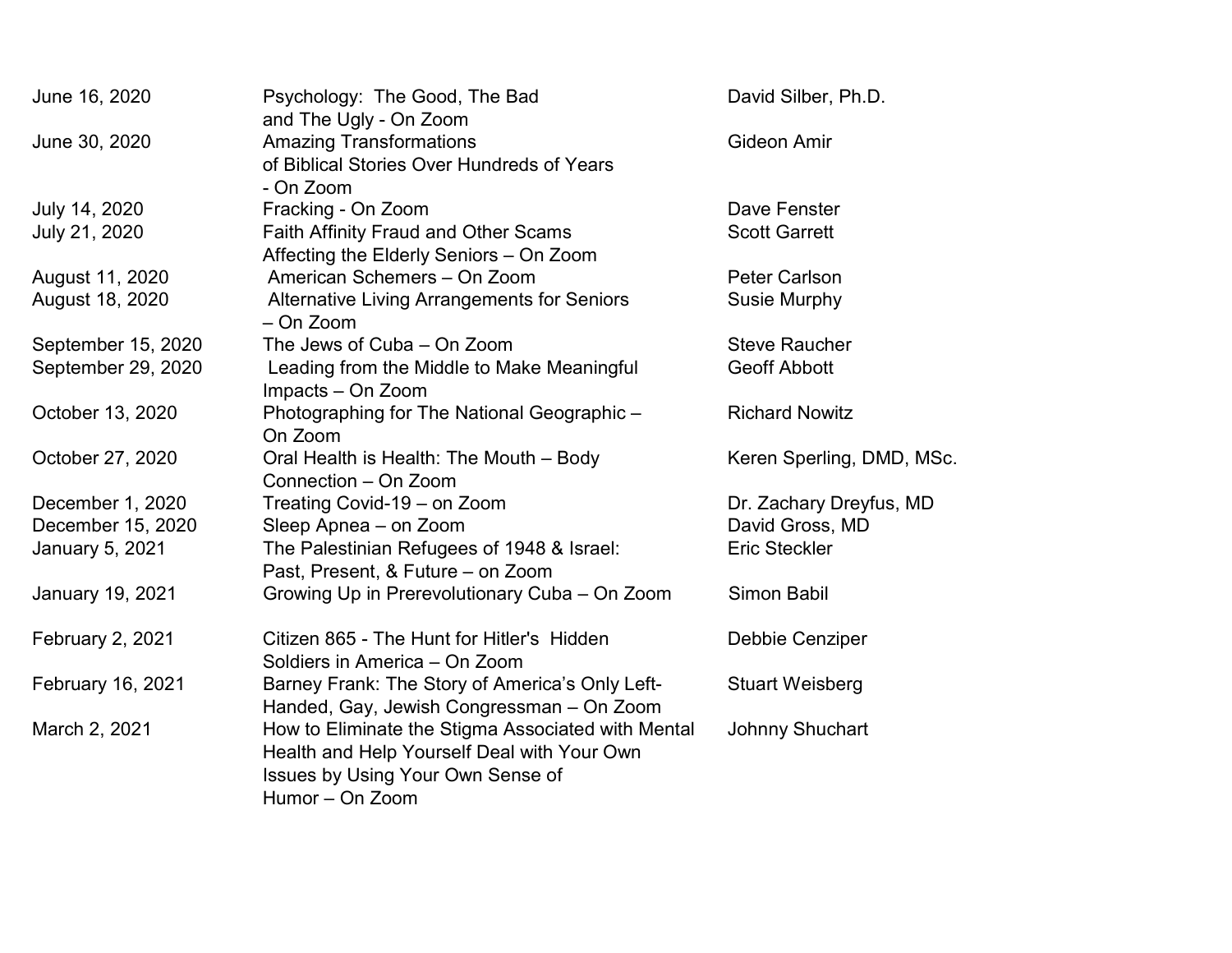| | | |
|---|---|---|
| June 16, 2020 | Psychology: The Good, The Bad and The Ugly - On Zoom | David Silber, Ph.D. |
| June 30, 2020 | Amazing Transformations of Biblical Stories Over Hundreds of Years - On Zoom | Gideon Amir |
| July 14, 2020 | Fracking - On Zoom | Dave Fenster |
| July 21, 2020 | Faith Affinity Fraud and Other Scams Affecting the Elderly Seniors – On Zoom | Scott Garrett |
| August 11, 2020 | American Schemers – On Zoom | Peter Carlson |
| August 18, 2020 | Alternative Living Arrangements for Seniors – On Zoom | Susie Murphy |
| September 15, 2020 | The Jews of Cuba – On Zoom | Steve Raucher |
| September 29, 2020 | Leading from the Middle to Make Meaningful Impacts – On Zoom | Geoff Abbott |
| October 13, 2020 | Photographing for The National Geographic – On Zoom | Richard Nowitz |
| October 27, 2020 | Oral Health is Health: The Mouth – Body Connection – On Zoom | Keren Sperling, DMD, MSc. |
| December 1, 2020 | Treating Covid-19 – on Zoom | Dr. Zachary Dreyfus, MD |
| December 15, 2020 | Sleep Apnea – on Zoom | David Gross, MD |
| January 5, 2021 | The Palestinian Refugees of 1948 & Israel: Past, Present, & Future – on Zoom | Eric Steckler |
| January 19, 2021 | Growing Up in Prerevolutionary Cuba – On Zoom | Simon Babil |
| February 2, 2021 | Citizen 865 - The Hunt for Hitler's Hidden Soldiers in America – On Zoom | Debbie Cenziper |
| February 16, 2021 | Barney Frank: The Story of America's Only Left-Handed, Gay, Jewish Congressman – On Zoom | Stuart Weisberg |
| March 2, 2021 | How to Eliminate the Stigma Associated with Mental Health and Help Yourself Deal with Your Own Issues by Using Your Own Sense of Humor – On Zoom | Johnny Shuchart |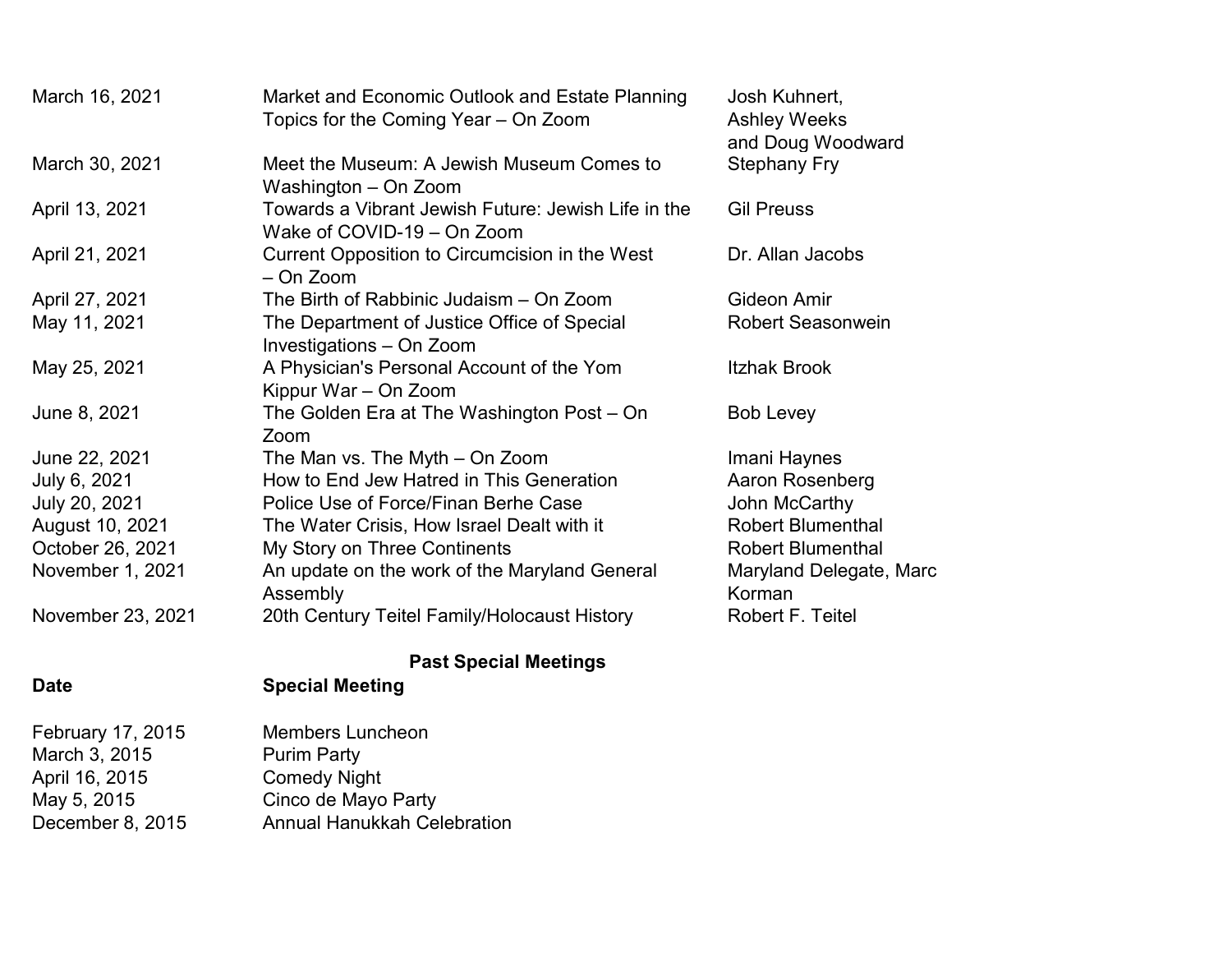| | | |
|---|---|---|
| March 16, 2021 | Market and Economic Outlook and Estate Planning Topics for the Coming Year – On Zoom | Josh Kuhnert, Ashley Weeks and Doug Woodward |
| March 30, 2021 | Meet the Museum: A Jewish Museum Comes to Washington – On Zoom | Stephany Fry |
| April 13, 2021 | Towards a Vibrant Jewish Future: Jewish Life in the Wake of COVID-19 – On Zoom | Gil Preuss |
| April 21, 2021 | Current Opposition to Circumcision in the West – On Zoom | Dr. Allan Jacobs |
| April 27, 2021 | The Birth of Rabbinic Judaism – On Zoom | Gideon Amir |
| May 11, 2021 | The Department of Justice Office of Special Investigations – On Zoom | Robert Seasonwein |
| May 25, 2021 | A Physician's Personal Account of the Yom Kippur War – On Zoom | Itzhak Brook |
| June 8, 2021 | The Golden Era at The Washington Post – On Zoom | Bob Levey |
| June 22, 2021 | The Man vs. The Myth – On Zoom | Imani Haynes |
| July 6, 2021 | How to End Jew Hatred in This Generation | Aaron Rosenberg |
| July 20, 2021 | Police Use of Force/Finan Berhe Case | John McCarthy |
| August 10, 2021 | The Water Crisis, How Israel Dealt with it | Robert Blumenthal |
| October 26, 2021 | My Story on Three Continents | Robert Blumenthal |
| November 1, 2021 | An update on the work of the Maryland General Assembly | Maryland Delegate, Marc Korman |
| November 23, 2021 | 20th Century Teitel Family/Holocaust History | Robert F. Teitel |

## Past Special Meetings

| Date | Special Meeting |
|---|---|
| February 17, 2015 | Members Luncheon |
| March 3, 2015 | Purim Party |
| April 16, 2015 | Comedy Night |
| May 5, 2015 | Cinco de Mayo Party |
| December 8, 2015 | Annual Hanukkah Celebration |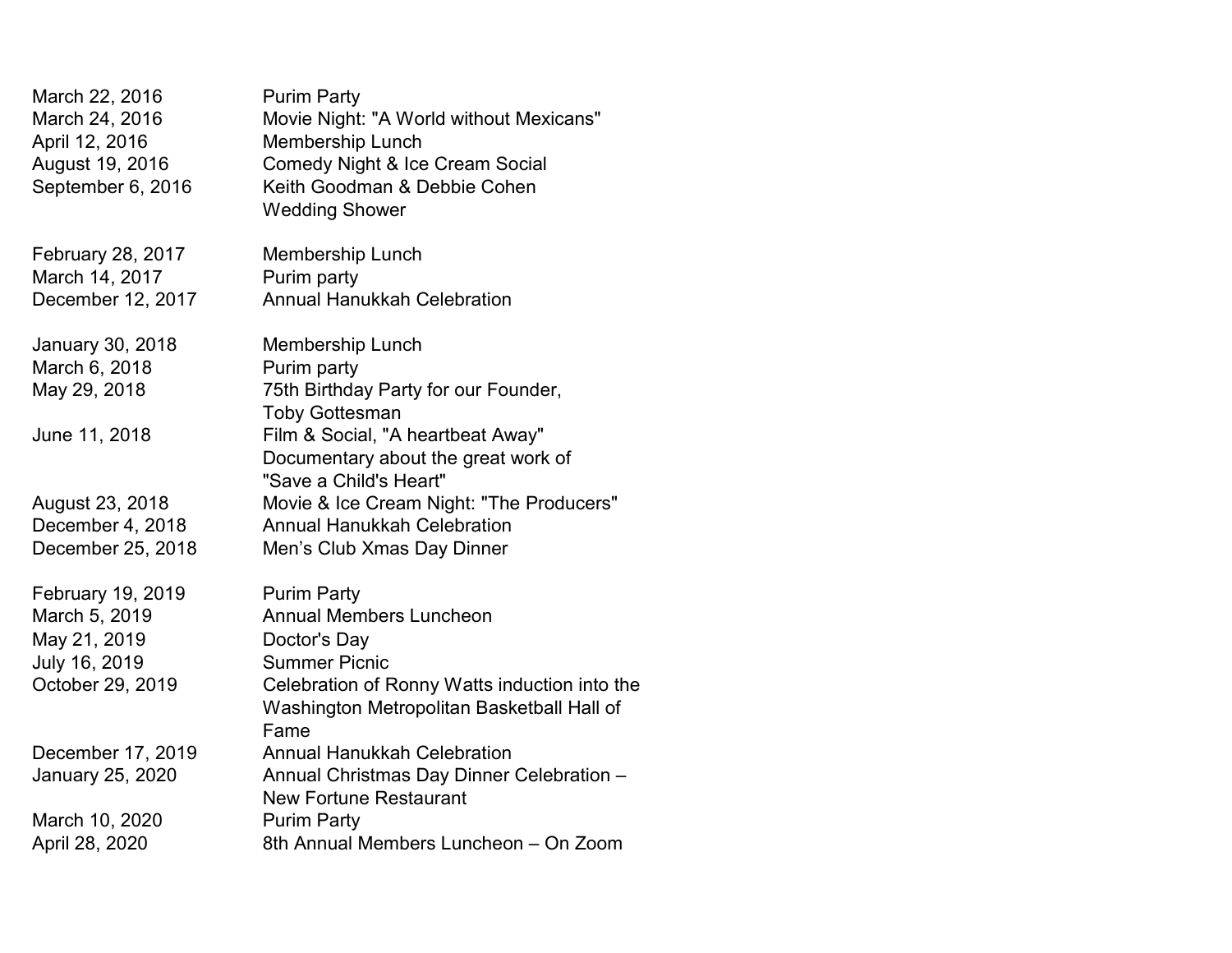| | |
|---|---|
| March 22, 2016 | Purim Party |
| March 24, 2016 | Movie Night: "A World without Mexicans" |
| April 12, 2016 | Membership Lunch |
| August 19, 2016 | Comedy Night & Ice Cream Social |
| September 6, 2016 | Keith Goodman & Debbie Cohen Wedding Shower |
| | |
| February 28, 2017 | Membership Lunch |
| March 14, 2017 | Purim party |
| December 12, 2017 | Annual Hanukkah Celebration |
| | |
| January 30, 2018 | Membership Lunch |
| March 6, 2018 | Purim party |
| May 29, 2018 | 75th Birthday Party for our Founder, Toby Gottesman |
| June 11, 2018 | Film & Social, "A heartbeat Away" Documentary about the great work of "Save a Child's Heart" |
| August 23, 2018 | Movie & Ice Cream Night: "The Producers" |
| December 4, 2018 | Annual Hanukkah Celebration |
| December 25, 2018 | Men's Club Xmas Day Dinner |
| | |
| February 19, 2019 | Purim Party |
| March 5, 2019 | Annual Members Luncheon |
| May 21, 2019 | Doctor's Day |
| July 16, 2019 | Summer Picnic |
| October 29, 2019 | Celebration of Ronny Watts induction into the Washington Metropolitan Basketball Hall of Fame |
| December 17, 2019 | Annual Hanukkah Celebration |
| January 25, 2020 | Annual Christmas Day Dinner Celebration – New Fortune Restaurant |
| March 10, 2020 | Purim Party |
| April 28, 2020 | 8th Annual Members Luncheon – On Zoom |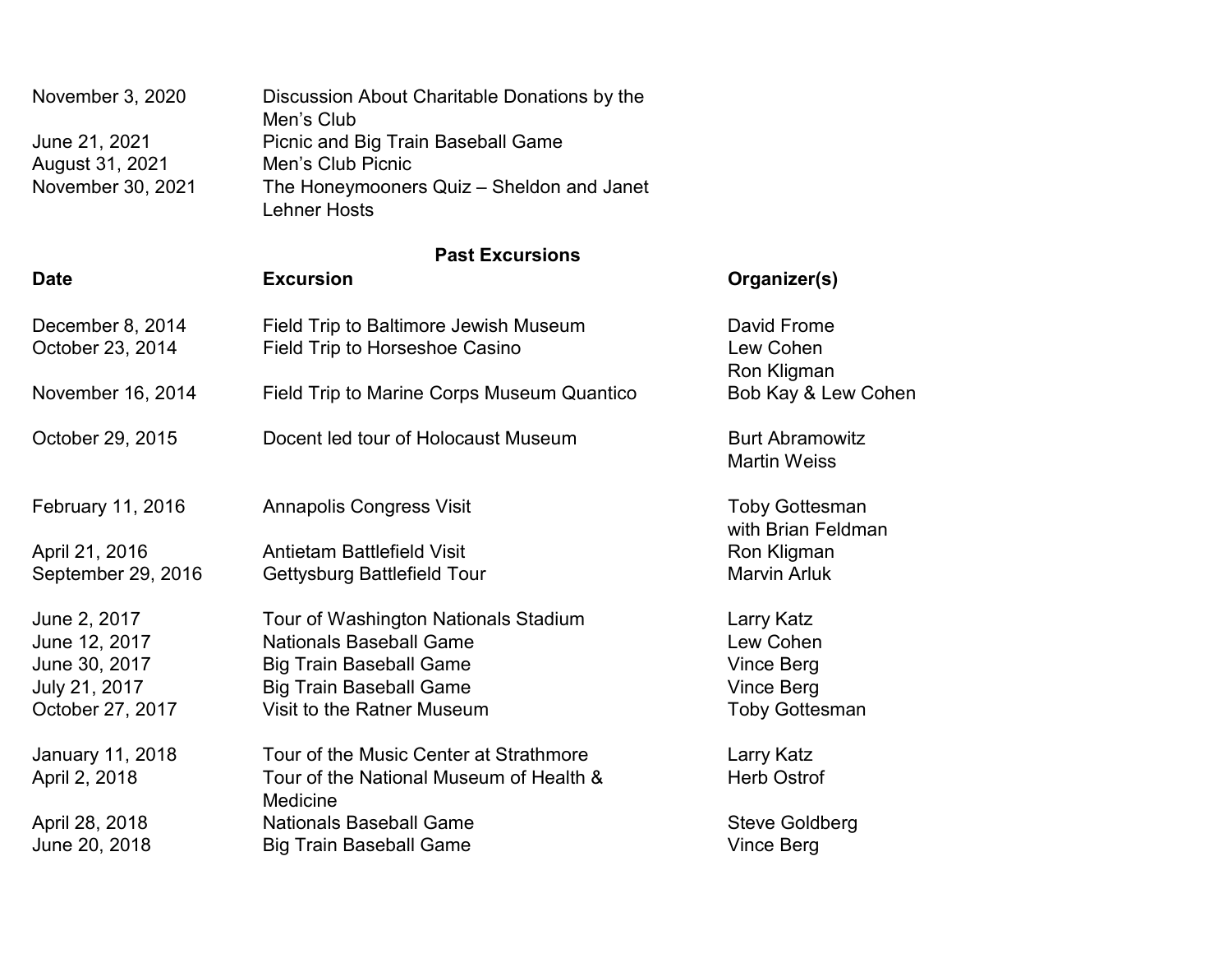| | |
|---|---|
| November 3, 2020 | Discussion About Charitable Donations by the Men's Club |
| June 21, 2021 | Picnic and Big Train Baseball Game |
| August 31, 2021 | Men's Club Picnic |
| November 30, 2021 | The Honeymooners Quiz – Sheldon and Janet Lehner Hosts |

**Past Excursions**

| **Date** | **Excursion** | **Organizer(s)** |
|---|---|---|
| December 8, 2014 | Field Trip to Baltimore Jewish Museum | David Frome |
| October 23, 2014 | Field Trip to Horseshoe Casino | Lew Cohen<br>Ron Kligman |
| November 16, 2014 | Field Trip to Marine Corps Museum Quantico | Bob Kay & Lew Cohen |
| October 29, 2015 | Docent led tour of Holocaust Museum | Burt Abramowitz<br>Martin Weiss |
| February 11, 2016 | Annapolis Congress Visit | Toby Gottesman<br>with Brian Feldman |
| April 21, 2016 | Antietam Battlefield Visit | Ron Kligman |
| September 29, 2016 | Gettysburg Battlefield Tour | Marvin Arluk |
| June 2, 2017 | Tour of Washington Nationals Stadium | Larry Katz |
| June 12, 2017 | Nationals Baseball Game | Lew Cohen |
| June 30, 2017 | Big Train Baseball Game | Vince Berg |
| July 21, 2017 | Big Train Baseball Game | Vince Berg |
| October 27, 2017 | Visit to the Ratner Museum | Toby Gottesman |
| January 11, 2018 | Tour of the Music Center at Strathmore | Larry Katz |
| April 2, 2018 | Tour of the National Museum of Health & Medicine | Herb Ostrof |
| April 28, 2018 | Nationals Baseball Game | Steve Goldberg |
| June 20, 2018 | Big Train Baseball Game | Vince Berg |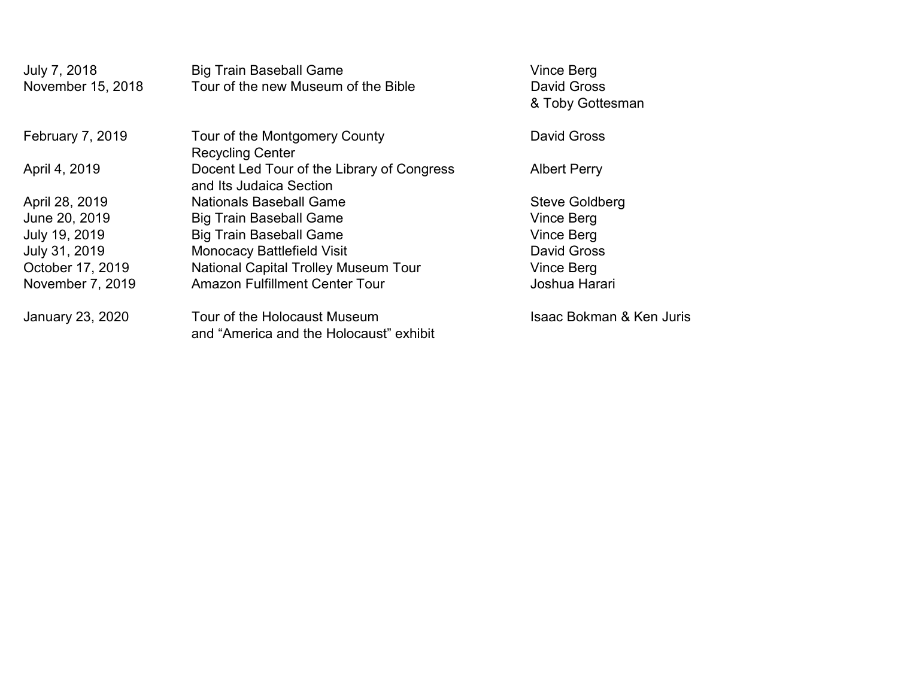| | | |
|---|---|---|
| July 7, 2018 | Big Train Baseball Game | Vince Berg |
| November 15, 2018 | Tour of the new Museum of the Bible | David Gross & Toby Gottesman |
| February 7, 2019 | Tour of the Montgomery County Recycling Center | David Gross |
| April 4, 2019 | Docent Led Tour of the Library of Congress and Its Judaica Section | Albert Perry |
| April 28, 2019 | Nationals Baseball Game | Steve Goldberg |
| June 20, 2019 | Big Train Baseball Game | Vince Berg |
| July 19, 2019 | Big Train Baseball Game | Vince Berg |
| July 31, 2019 | Monocacy Battlefield Visit | David Gross |
| October 17, 2019 | National Capital Trolley Museum Tour | Vince Berg |
| November 7, 2019 | Amazon Fulfillment Center Tour | Joshua Harari |
| January 23, 2020 | Tour of the Holocaust Museum and "America and the Holocaust" exhibit | Isaac Bokman & Ken Juris |